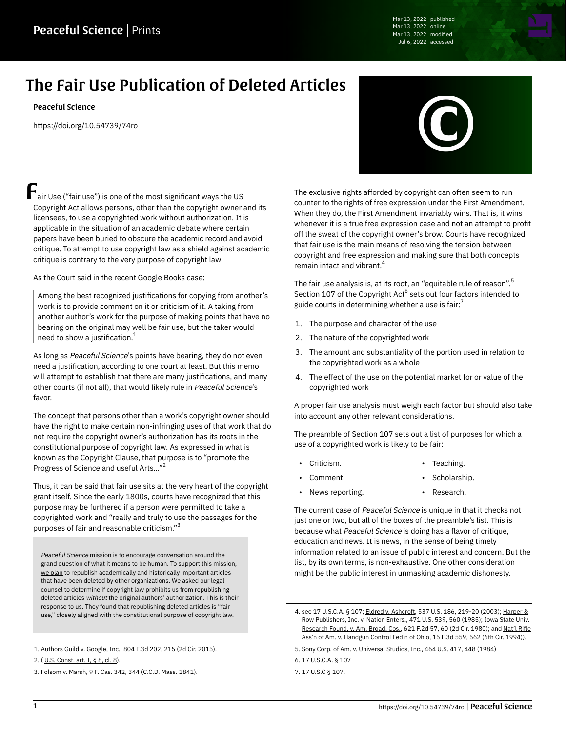# The Fair Use Publication of Deleted Articles

**Peaceful Science**

https://doi.org/10.54739/74ro

Fair Use ("fair use") is one of the most significant ways the US Copyright Act allows persons, other than the copyright owner and its licensees, to use a copyrighted work without authorization. It is applicable in the situation of an academic debate where certain papers have been buried to obscure the academic record and avoid critique. To attempt to use copyright law as a shield against academic critique is contrary to the very purpose of copyright law.

As the Court said in the recent Google Books case:

> Among the best recognized justifications for copying from another's work is to provide comment on it or criticism of it. A taking from another author's work for the purpose of making points that have no bearing on the original may well be fair use, but the taker would need to show a justification.[1]

As long as *Peaceful Science*'s points have bearing, they do not even need a justification, according to one court at least. But this memo will attempt to establish that there are many justifications, and many other courts (if not all), that would likely rule in *Peaceful Science*'s favor.

The concept that persons other than a work's copyright owner should have the right to make certain non-infringing uses of that work that do not require the copyright owner's authorization has its roots in the constitutional purpose of copyright law. As expressed in what is known as the Copyright Clause, that purpose is to "promote the Progress of Science and useful Arts…"[2]

Thus, it can be said that fair use sits at the very heart of the copyright grant itself. Since the early 1800s, courts have recognized that this purpose may be furthered if a person were permitted to take a copyrighted work and "really and truly to use the passages for the purposes of fair and reasonable criticism."[3]

> *Peaceful Science* mission is to encourage conversation around the grand question of what it means to be human. To support this mission, we plan to republish academically and historically important articles that have been deleted by other organizations. We asked our legal counsel to determine if copyright law prohibits us from republishing deleted articles *without* the original authors' authorization. This is their response to us. They found that republishing deleted articles is "fair use," closely aligned with the constitutional purpose of copyright law.

The exclusive rights afforded by copyright can often seem to run counter to the rights of free expression under the First Amendment. When they do, the First Amendment invariably wins. That is, it wins whenever it is a true free expression case and not an attempt to profit off the sweat of the copyright owner's brow. Courts have recognized that fair use is the main means of resolving the tension between copyright and free expression and making sure that both concepts remain intact and vibrant.[4]

The fair use analysis is, at its root, an "equitable rule of reason".[5] Section 107 of the Copyright Act[6] sets out four factors intended to guide courts in determining whether a use is fair:[7]

1. The purpose and character of the use
2. The nature of the copyrighted work
3. The amount and substantiality of the portion used in relation to the copyrighted work as a whole
4. The effect of the use on the potential market for or value of the copyrighted work

A proper fair use analysis must weigh each factor but should also take into account any other relevant considerations.

The preamble of Section 107 sets out a list of purposes for which a use of a copyrighted work is likely to be fair:

- Criticism.
- Comment.
- News reporting.
- Teaching.
- Scholarship.
- Research.

The current case of *Peaceful Science* is unique in that it checks not just one or two, but all of the boxes of the preamble's list. This is because what *Peaceful Science* is doing has a flavor of critique, education and news. It is news, in the sense of being timely information related to an issue of public interest and concern. But the list, by its own terms, is non-exhaustive. One other consideration might be the public interest in unmasking academic dishonesty.

---

1. Authors Guild v. Google, Inc., 804 F.3d 202, 215 (2d Cir. 2015).
2. ( U.S. Const. art. I, § 8, cl. 8).
3. Folsom v. Marsh, 9 F. Cas. 342, 344 (C.C.D. Mass. 1841).
4. see 17 U.S.C.A. § 107; Eldred v. Ashcroft, 537 U.S. 186, 219-20 (2003); Harper & Row Publishers, Inc. v. Nation Enters., 471 U.S. 539, 560 (1985); Iowa State Univ. Research Found. v. Am. Broad. Cos., 621 F.2d 57, 60 (2d Cir. 1980); and Nat'l Rifle Ass'n of Am. v. Handgun Control Fed'n of Ohio, 15 F.3d 559, 562 (6th Cir. 1994)).
5. Sony Corp. of Am. v. Universal Studios, Inc., 464 U.S. 417, 448 (1984)
6. 17 U.S.C.A. § 107
7. 17 U.S.C § 107.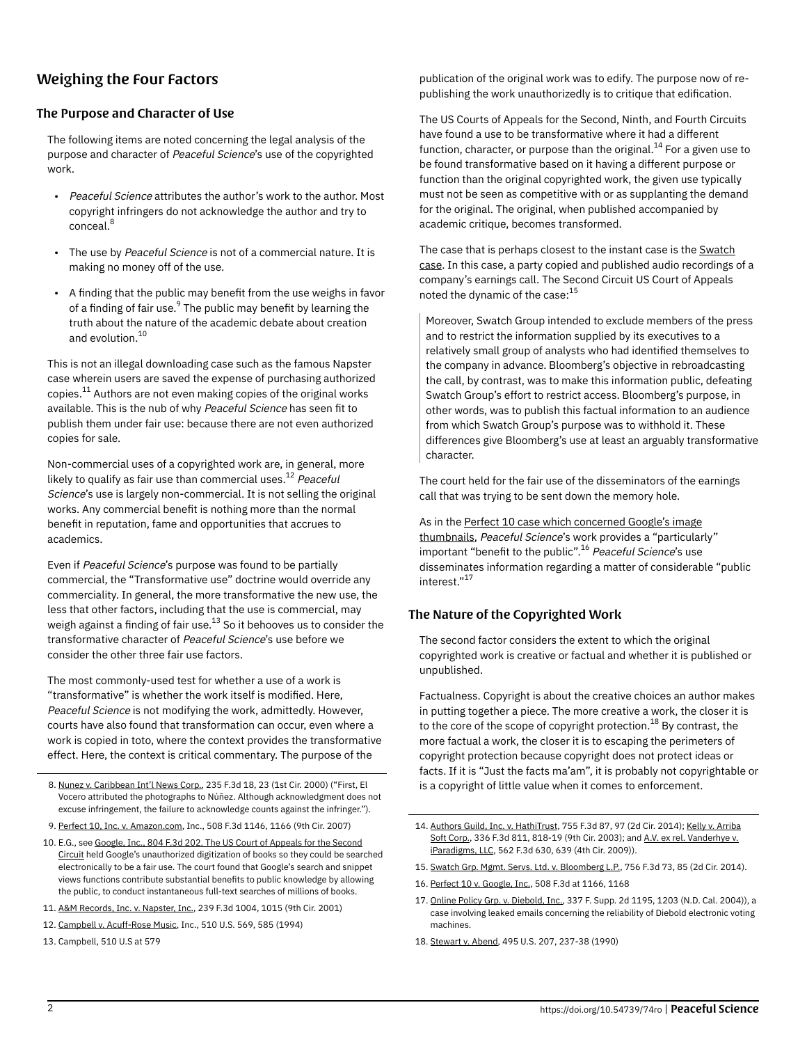## Weighing the Four Factors

### The Purpose and Character of Use

The following items are noted concerning the legal analysis of the purpose and character of *Peaceful Science*'s use of the copyrighted work.

- *Peaceful Science* attributes the author's work to the author. Most copyright infringers do not acknowledge the author and try to conceal.[8]
- The use by *Peaceful Science* is not of a commercial nature. It is making no money off of the use.
- A finding that the public may benefit from the use weighs in favor of a finding of fair use.[9] The public may benefit by learning the truth about the nature of the academic debate about creation and evolution.[10]

This is not an illegal downloading case such as the famous Napster case wherein users are saved the expense of purchasing authorized copies.[11] Authors are not even making copies of the original works available. This is the nub of why *Peaceful Science* has seen fit to publish them under fair use: because there are not even authorized copies for sale.

Non-commercial uses of a copyrighted work are, in general, more likely to qualify as fair use than commercial uses.[12] *Peaceful Science*'s use is largely non-commercial. It is not selling the original works. Any commercial benefit is nothing more than the normal benefit in reputation, fame and opportunities that accrues to academics.

Even if *Peaceful Science*'s purpose was found to be partially commercial, the "Transformative use" doctrine would override any commerciality. In general, the more transformative the new use, the less that other factors, including that the use is commercial, may weigh against a finding of fair use.[13] So it behooves us to consider the transformative character of *Peaceful Science*'s use before we consider the other three fair use factors.

The most commonly-used test for whether a use of a work is "transformative" is whether the work itself is modified. Here, *Peaceful Science* is not modifying the work, admittedly. However, courts have also found that transformation can occur, even where a work is copied in toto, where the context provides the transformative effect. Here, the context is critical commentary. The purpose of the publication of the original work was to edify. The purpose now of re-publishing the work unauthorizedly is to critique that edification.

The US Courts of Appeals for the Second, Ninth, and Fourth Circuits have found a use to be transformative where it had a different function, character, or purpose than the original.[14] For a given use to be found transformative based on it having a different purpose or function than the original copyrighted work, the given use typically must not be seen as competitive with or as supplanting the demand for the original. The original, when published accompanied by academic critique, becomes transformed.

The case that is perhaps closest to the instant case is the Swatch case. In this case, a party copied and published audio recordings of a company's earnings call. The Second Circuit US Court of Appeals noted the dynamic of the case:[15]

> Moreover, Swatch Group intended to exclude members of the press and to restrict the information supplied by its executives to a relatively small group of analysts who had identified themselves to the company in advance. Bloomberg's objective in rebroadcasting the call, by contrast, was to make this information public, defeating Swatch Group's effort to restrict access. Bloomberg's purpose, in other words, was to publish this factual information to an audience from which Swatch Group's purpose was to withhold it. These differences give Bloomberg's use at least an arguably transformative character.

The court held for the fair use of the disseminators of the earnings call that was trying to be sent down the memory hole.

As in the Perfect 10 case which concerned Google's image thumbnails, *Peaceful Science*'s work provides a "particularly" important "benefit to the public".[16] *Peaceful Science*'s use disseminates information regarding a matter of considerable "public interest."[17]

### The Nature of the Copyrighted Work

The second factor considers the extent to which the original copyrighted work is creative or factual and whether it is published or unpublished.

Factualness. Copyright is about the creative choices an author makes in putting together a piece. The more creative a work, the closer it is to the core of the scope of copyright protection.[18] By contrast, the more factual a work, the closer it is to escaping the perimeters of copyright protection because copyright does not protect ideas or facts. If it is "Just the facts ma'am", it is probably not copyrightable or is a copyright of little value when it comes to enforcement.

---

8. Nunez v. Caribbean Int'l News Corp., 235 F.3d 18, 23 (1st Cir. 2000) ("First, El Vocero attributed the photographs to Núñez. Although acknowledgment does not excuse infringement, the failure to acknowledge counts against the infringer.").
9. Perfect 10, Inc. v. Amazon.com, Inc., 508 F.3d 1146, 1166 (9th Cir. 2007)
10. E.G., see Google, Inc., 804 F.3d 202. The US Court of Appeals for the Second Circuit held Google's unauthorized digitization of books so they could be searched electronically to be a fair use. The court found that Google's search and snippet views functions contribute substantial benefits to public knowledge by allowing the public, to conduct instantaneous full-text searches of millions of books.
11. A&M Records, Inc. v. Napster, Inc., 239 F.3d 1004, 1015 (9th Cir. 2001)
12. Campbell v. Acuff-Rose Music, Inc., 510 U.S. 569, 585 (1994)
13. Campbell, 510 U.S at 579
14. Authors Guild, Inc. v. HathiTrust, 755 F.3d 87, 97 (2d Cir. 2014); Kelly v. Arriba Soft Corp., 336 F.3d 811, 818-19 (9th Cir. 2003); and A.V. ex rel. Vanderhye v. iParadigms, LLC, 562 F.3d 630, 639 (4th Cir. 2009)).
15. Swatch Grp. Mgmt. Servs. Ltd. v. Bloomberg L.P., 756 F.3d 73, 85 (2d Cir. 2014).
16. Perfect 10 v. Google, Inc., 508 F.3d at 1166, 1168
17. Online Policy Grp. v. Diebold, Inc., 337 F. Supp. 2d 1195, 1203 (N.D. Cal. 2004)), a case involving leaked emails concerning the reliability of Diebold electronic voting machines.
18. Stewart v. Abend, 495 U.S. 207, 237-38 (1990)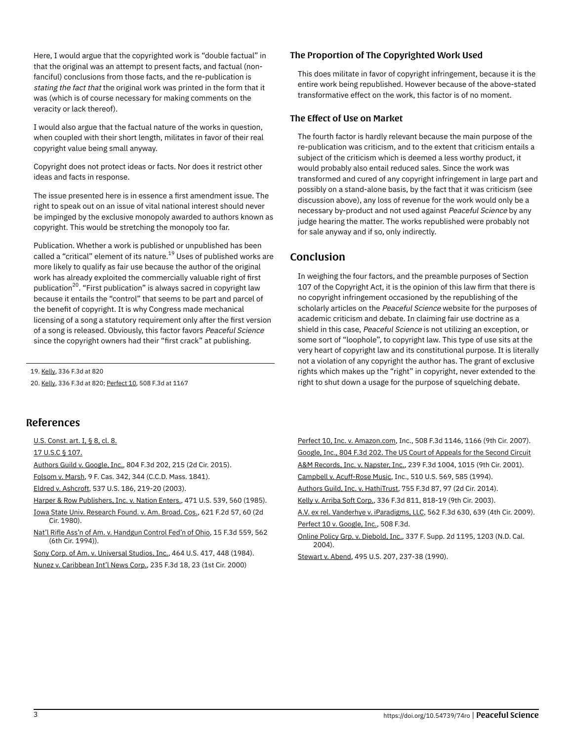Here, I would argue that the copyrighted work is "double factual" in that the original was an attempt to present facts, and factual (non-fanciful) conclusions from those facts, and the re-publication is *stating the fact that* the original work was printed in the form that it was (which is of course necessary for making comments on the veracity or lack thereof).

I would also argue that the factual nature of the works in question, when coupled with their short length, militates in favor of their real copyright value being small anyway.

Copyright does not protect ideas or facts. Nor does it restrict other ideas and facts in response.

The issue presented here is in essence a first amendment issue. The right to speak out on an issue of vital national interest should never be impinged by the exclusive monopoly awarded to authors known as copyright. This would be stretching the monopoly too far.

Publication. Whether a work is published or unpublished has been called a "critical" element of its nature.[19] Uses of published works are more likely to qualify as fair use because the author of the original work has already exploited the commercially valuable right of first publication[20]. "First publication" is always sacred in copyright law because it entails the "control" that seems to be part and parcel of the benefit of copyright. It is why Congress made mechanical licensing of a song a statutory requirement only after the first version of a song is released. Obviously, this factor favors *Peaceful Science* since the copyright owners had their "first crack" at publishing.

19. Kelly, 336 F.3d at 820

20. Kelly, 336 F.3d at 820; Perfect 10, 508 F.3d at 1167

### The Proportion of The Copyrighted Work Used

This does militate in favor of copyright infringement, because it is the entire work being republished. However because of the above-stated transformative effect on the work, this factor is of no moment.

### The Effect of Use on Market

The fourth factor is hardly relevant because the main purpose of the re-publication was criticism, and to the extent that criticism entails a subject of the criticism which is deemed a less worthy product, it would probably also entail reduced sales. Since the work was transformed and cured of any copyright infringement in large part and possibly on a stand-alone basis, by the fact that it was criticism (see discussion above), any loss of revenue for the work would only be a necessary by-product and not used against *Peaceful Science* by any judge hearing the matter. The works republished were probably not for sale anyway and if so, only indirectly.

## Conclusion

In weighing the four factors, and the preamble purposes of Section 107 of the Copyright Act, it is the opinion of this law firm that there is no copyright infringement occasioned by the republishing of the scholarly articles on the *Peaceful Science* website for the purposes of academic criticism and debate. In claiming fair use doctrine as a shield in this case, *Peaceful Science* is not utilizing an exception, or some sort of "loophole", to copyright law. This type of use sits at the very heart of copyright law and its constitutional purpose. It is literally not a violation of any copyright the author has. The grant of exclusive rights which makes up the "right" in copyright, never extended to the right to shut down a usage for the purpose of squelching debate.

## References

U.S. Const. art. I, § 8, cl. 8.

17 U.S.C § 107.

Authors Guild v. Google, Inc., 804 F.3d 202, 215 (2d Cir. 2015).

Folsom v. Marsh, 9 F. Cas. 342, 344 (C.C.D. Mass. 1841).

Eldred v. Ashcroft, 537 U.S. 186, 219-20 (2003).

Harper & Row Publishers, Inc. v. Nation Enters., 471 U.S. 539, 560 (1985).

Iowa State Univ. Research Found. v. Am. Broad. Cos., 621 F.2d 57, 60 (2d Cir. 1980).

Nat'l Rifle Ass'n of Am. v. Handgun Control Fed'n of Ohio, 15 F.3d 559, 562 (6th Cir. 1994)).

Sony Corp. of Am. v. Universal Studios, Inc., 464 U.S. 417, 448 (1984).

Nunez v. Caribbean Int'l News Corp., 235 F.3d 18, 23 (1st Cir. 2000)

Perfect 10, Inc. v. Amazon.com, Inc., 508 F.3d 1146, 1166 (9th Cir. 2007).

Google, Inc., 804 F.3d 202. The US Court of Appeals for the Second Circuit

A&M Records, Inc. v. Napster, Inc., 239 F.3d 1004, 1015 (9th Cir. 2001).

Campbell v. Acuff-Rose Music, Inc., 510 U.S. 569, 585 (1994).

Authors Guild, Inc. v. HathiTrust, 755 F.3d 87, 97 (2d Cir. 2014).

Kelly v. Arriba Soft Corp., 336 F.3d 811, 818-19 (9th Cir. 2003).

A.V. ex rel. Vanderhye v. iParadigms, LLC, 562 F.3d 630, 639 (4th Cir. 2009).

Perfect 10 v. Google, Inc., 508 F.3d.

Online Policy Grp. v. Diebold, Inc., 337 F. Supp. 2d 1195, 1203 (N.D. Cal. 2004).

Stewart v. Abend, 495 U.S. 207, 237-38 (1990).